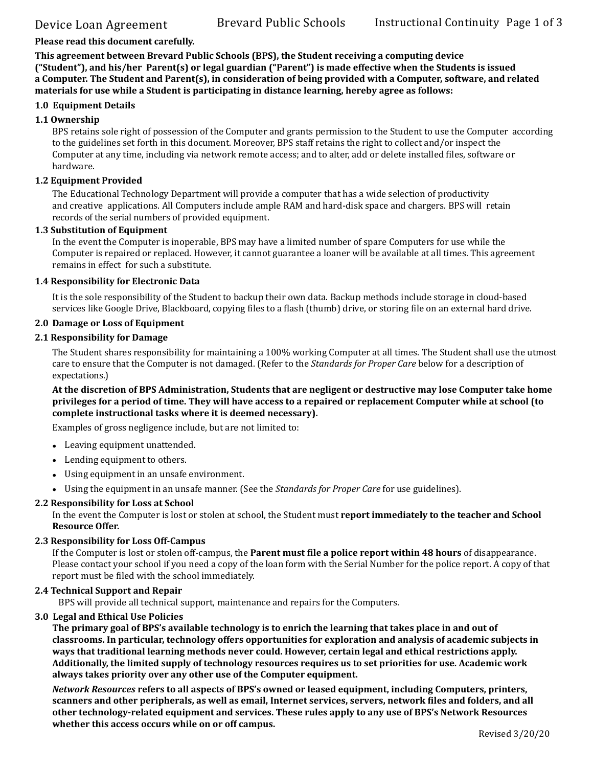**Please read this document carefully.**

**This agreement between Brevard Public Schools (BPS), the Student receiving a computing device ("Student"), and his/her Parent(s) or legal guardian ("Parent") is made effective when the Students is issued a Computer. The Student and Parent(s), in consideration of being provided with a Computer, software, and related materials for use while a Student is participating in distance learning, hereby agree as follows:**

## 1.0 Equipment Details

### 1.1 Ownership

BPS retains sole right of possession of the Computer and grants permission to the Student to use the Computer according to the guidelines set forth in this document. Moreover, BPS staff retains the right to collect and/or inspect the Computer at any time, including via network remote access; and to alter, add or delete installed files, software or hardware.

### 1.2 Equipment Provided

The Educational Technology Department will provide a computer that has a wide selection of productivity and creative applications. All Computers include ample RAM and hard-disk space and chargers. BPS will retain records of the serial numbers of provided equipment.

### 1.3 Substitution of Equipment

In the event the Computer is inoperable, BPS may have a limited number of spare Computers for use while the Computer is repaired or replaced. However, it cannot guarantee a loaner will be available at all times. This agreement remains in effect for such a substitute.

### 1.4 Responsibility for Electronic Data

It is the sole responsibility of the Student to backup their own data. Backup methods include storage in cloud-based services like Google Drive, Blackboard, copying files to a flash (thumb) drive, or storing file on an external hard drive.

## 2.0 Damage or Loss of Equipment

### 2.1 Responsibility for Damage

The Student shares responsibility for maintaining a 100% working Computer at all times. The Student shall use the utmost care to ensure that the Computer is not damaged. (Refer to the *Standards for Proper Care* below for a description of expectations.)

**At the discretion of BPS Administration, Students that are negligent or destructive may lose Computer take home privileges for a period of time. They will have access to a repaired or replacement Computer while at school (to complete instructional tasks where it is deemed necessary).**

Examples of gross negligence include, but are not limited to:

- Leaving equipment unattended.
- Lending equipment to others.
- Using equipment in an unsafe environment.
- Using the equipment in an unsafe manner. (See the *Standards for Proper Care* for use guidelines).

### 2.2 Responsibility for Loss at School

In the event the Computer is lost or stolen at school, the Student must **report immediately to the teacher and School Resource Offer.**

### 2.3 Responsibility for Loss Off-Campus

If the Computer is lost or stolen off-campus, the **Parent must file a police report within 48 hours** of disappearance. Please contact your school if you need a copy of the loan form with the Serial Number for the police report. A copy of that report must be filed with the school immediately.

### 2.4 Technical Support and Repair

BPS will provide all technical support, maintenance and repairs for the Computers.

## 3.0 Legal and Ethical Use Policies

**The primary goal of BPS's available technology is to enrich the learning that takes place in and out of classrooms. In particular, technology offers opportunities for exploration and analysis of academic subjects in ways that traditional learning methods never could. However, certain legal and ethical restrictions apply. Additionally, the limited supply of technology resources requires us to set priorities for use. Academic work always takes priority over any other use of the Computer equipment.**

***Network Resources*** **refers to all aspects of BPS's owned or leased equipment, including Computers, printers, scanners and other peripherals, as well as email, Internet services, servers, network files and folders, and all other technology-related equipment and services. These rules apply to any use of BPS's Network Resources whether this access occurs while on or off campus.**

Revised 3/20/20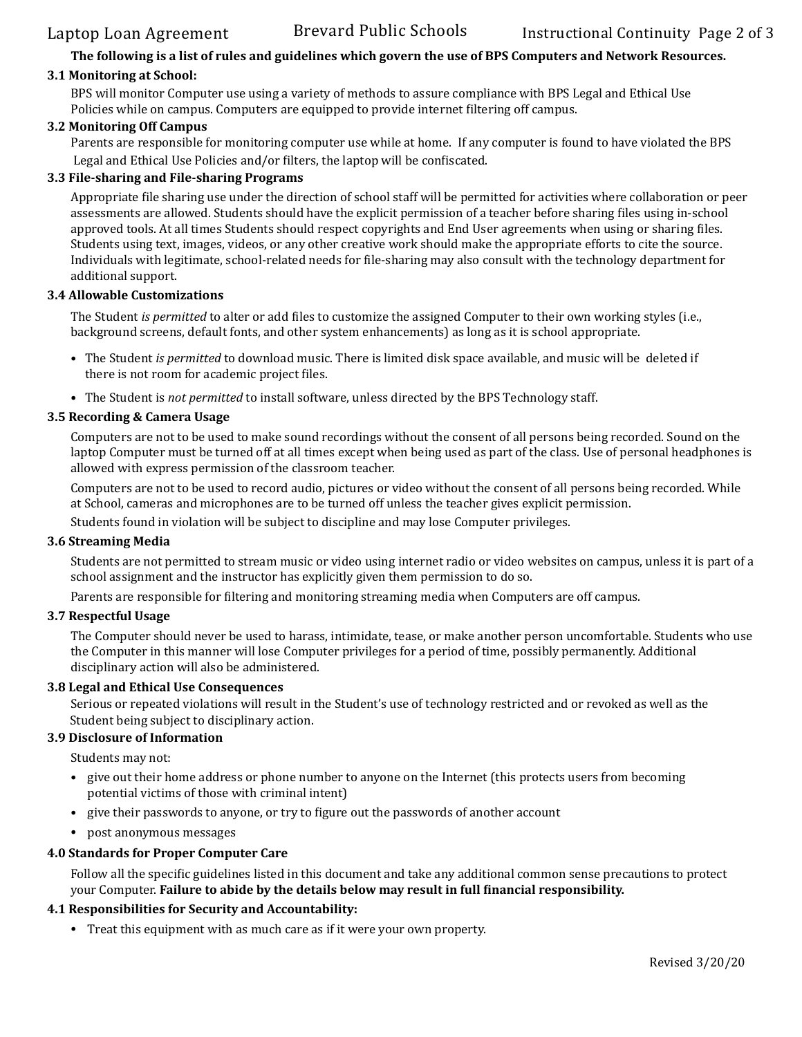**The following is a list of rules and guidelines which govern the use of BPS Computers and Network Resources.**

### 3.1 Monitoring at School:

BPS will monitor Computer use using a variety of methods to assure compliance with BPS Legal and Ethical Use Policies while on campus. Computers are equipped to provide internet filtering off campus.

### 3.2 Monitoring Off Campus

Parents are responsible for monitoring computer use while at home. If any computer is found to have violated the BPS Legal and Ethical Use Policies and/or filters, the laptop will be confiscated.

### 3.3 File-sharing and File-sharing Programs

Appropriate file sharing use under the direction of school staff will be permitted for activities where collaboration or peer assessments are allowed. Students should have the explicit permission of a teacher before sharing files using in-school approved tools. At all times Students should respect copyrights and End User agreements when using or sharing files. Students using text, images, videos, or any other creative work should make the appropriate efforts to cite the source. Individuals with legitimate, school-related needs for file-sharing may also consult with the technology department for additional support.

### 3.4 Allowable Customizations

The Student *is permitted* to alter or add files to customize the assigned Computer to their own working styles (i.e., background screens, default fonts, and other system enhancements) as long as it is school appropriate.

- The Student *is permitted* to download music. There is limited disk space available, and music will be deleted if there is not room for academic project files.
- The Student is *not permitted* to install software, unless directed by the BPS Technology staff.

### 3.5 Recording & Camera Usage

Computers are not to be used to make sound recordings without the consent of all persons being recorded. Sound on the laptop Computer must be turned off at all times except when being used as part of the class. Use of personal headphones is allowed with express permission of the classroom teacher.

Computers are not to be used to record audio, pictures or video without the consent of all persons being recorded. While at School, cameras and microphones are to be turned off unless the teacher gives explicit permission.

Students found in violation will be subject to discipline and may lose Computer privileges.

### 3.6 Streaming Media

Students are not permitted to stream music or video using internet radio or video websites on campus, unless it is part of a school assignment and the instructor has explicitly given them permission to do so.

Parents are responsible for filtering and monitoring streaming media when Computers are off campus.

### 3.7 Respectful Usage

The Computer should never be used to harass, intimidate, tease, or make another person uncomfortable. Students who use the Computer in this manner will lose Computer privileges for a period of time, possibly permanently. Additional disciplinary action will also be administered.

### 3.8 Legal and Ethical Use Consequences

Serious or repeated violations will result in the Student's use of technology restricted and or revoked as well as the Student being subject to disciplinary action.

### 3.9 Disclosure of Information

Students may not:

- give out their home address or phone number to anyone on the Internet (this protects users from becoming potential victims of those with criminal intent)
- give their passwords to anyone, or try to figure out the passwords of another account
- post anonymous messages

## 4.0 Standards for Proper Computer Care

Follow all the specific guidelines listed in this document and take any additional common sense precautions to protect your Computer. **Failure to abide by the details below may result in full financial responsibility.**

### 4.1 Responsibilities for Security and Accountability:

- Treat this equipment with as much care as if it were your own property.

Revised 3/20/20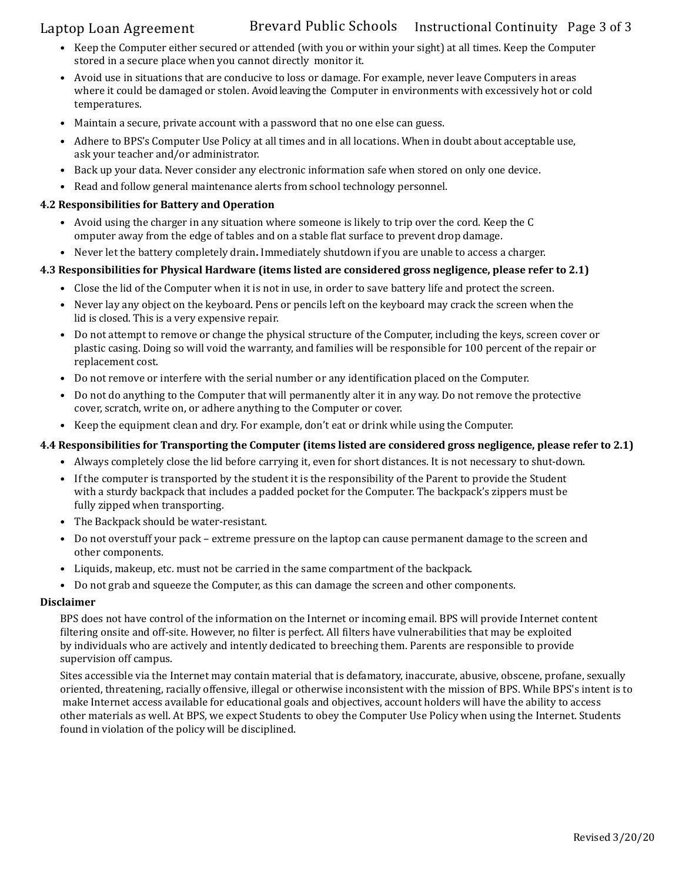- Keep the Computer either secured or attended (with you or within your sight) at all times. Keep the Computer stored in a secure place when you cannot directly monitor it.
- Avoid use in situations that are conducive to loss or damage. For example, never leave Computers in areas where it could be damaged or stolen. Avoid leaving the Computer in environments with excessively hot or cold temperatures.
- Maintain a secure, private account with a password that no one else can guess.
- Adhere to BPS's Computer Use Policy at all times and in all locations. When in doubt about acceptable use, ask your teacher and/or administrator.
- Back up your data. Never consider any electronic information safe when stored on only one device.
- Read and follow general maintenance alerts from school technology personnel.

**4.2 Responsibilities for Battery and Operation**

- Avoid using the charger in any situation where someone is likely to trip over the cord. Keep the C omputer away from the edge of tables and on a stable flat surface to prevent drop damage.
- Never let the battery completely drain**.** Immediately shutdown if you are unable to access a charger.

**4.3 Responsibilities for Physical Hardware (items listed are considered gross negligence, please refer to 2.1)**

- Close the lid of the Computer when it is not in use, in order to save battery life and protect the screen.
- Never lay any object on the keyboard. Pens or pencils left on the keyboard may crack the screen when the lid is closed. This is a very expensive repair.
- Do not attempt to remove or change the physical structure of the Computer, including the keys, screen cover or plastic casing. Doing so will void the warranty, and families will be responsible for 100 percent of the repair or replacement cost.
- Do not remove or interfere with the serial number or any identification placed on the Computer.
- Do not do anything to the Computer that will permanently alter it in any way. Do not remove the protective cover, scratch, write on, or adhere anything to the Computer or cover.
- Keep the equipment clean and dry. For example, don't eat or drink while using the Computer.

**4.4 Responsibilities for Transporting the Computer (items listed are considered gross negligence, please refer to 2.1)**

- Always completely close the lid before carrying it, even for short distances. It is not necessary to shut-down.
- If the computer is transported by the student it is the responsibility of the Parent to provide the Student with a sturdy backpack that includes a padded pocket for the Computer. The backpack's zippers must be fully zipped when transporting.
- The Backpack should be water-resistant.
- Do not overstuff your pack – extreme pressure on the laptop can cause permanent damage to the screen and other components.
- Liquids, makeup, etc. must not be carried in the same compartment of the backpack.
- Do not grab and squeeze the Computer, as this can damage the screen and other components.

**Disclaimer**

BPS does not have control of the information on the Internet or incoming email. BPS will provide Internet content filtering onsite and off-site. However, no filter is perfect. All filters have vulnerabilities that may be exploited by individuals who are actively and intently dedicated to breeching them. Parents are responsible to provide supervision off campus.

Sites accessible via the Internet may contain material that is defamatory, inaccurate, abusive, obscene, profane, sexually oriented, threatening, racially offensive, illegal or otherwise inconsistent with the mission of BPS. While BPS's intent is to make Internet access available for educational goals and objectives, account holders will have the ability to access other materials as well. At BPS, we expect Students to obey the Computer Use Policy when using the Internet. Students found in violation of the policy will be disciplined.

Revised 3/20/20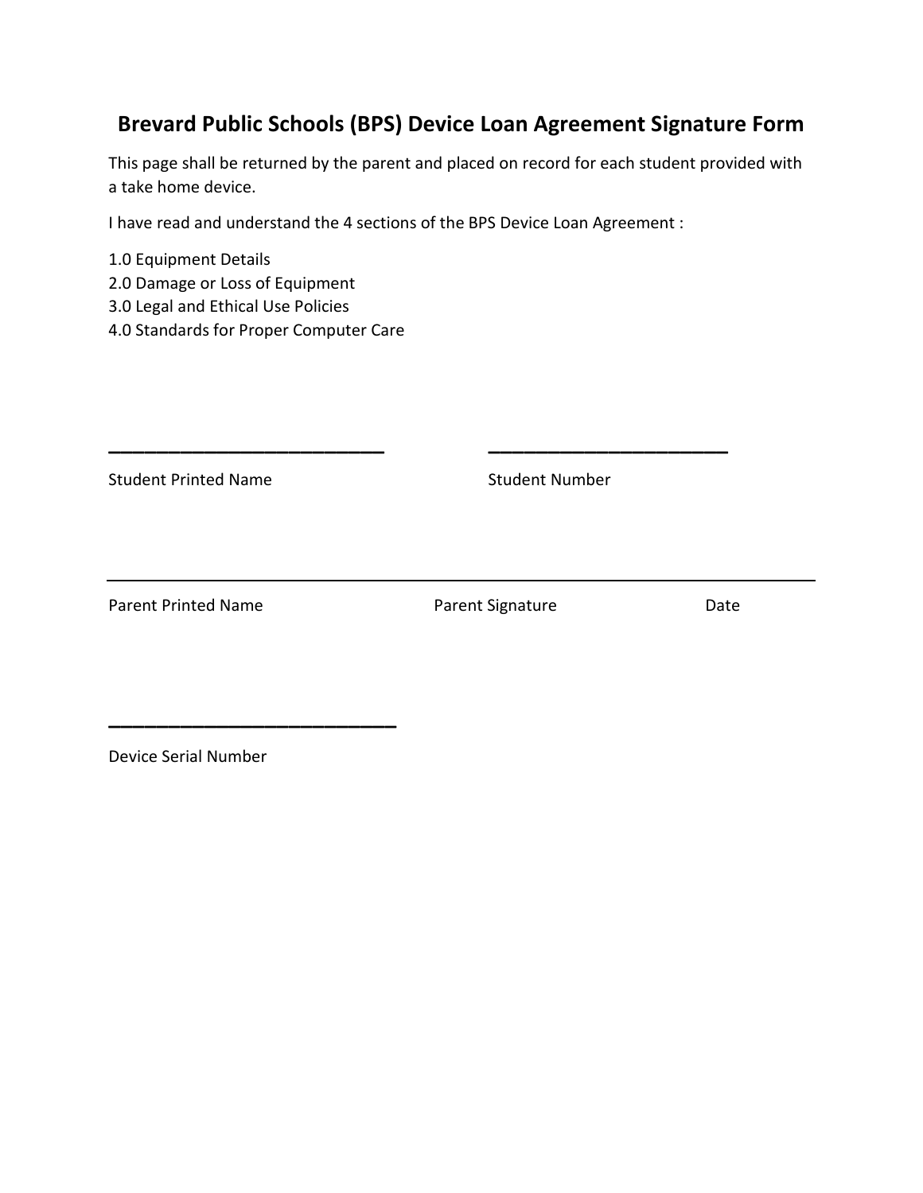# Brevard Public Schools (BPS) Device Loan Agreement Signature Form

This page shall be returned by the parent and placed on record for each student provided with a take home device.

I have read and understand the 4 sections of the BPS Device Loan Agreement :

1.0 Equipment Details
2.0 Damage or Loss of Equipment
3.0 Legal and Ethical Use Policies
4.0 Standards for Proper Computer Care

\_\_\_\_\_\_\_\_\_\_\_\_\_\_\_\_\_\_\_\_\_\_\_\_\_\_ \_\_\_\_\_\_\_\_\_\_\_\_\_\_\_\_\_\_\_\_\_\_\_\_

Student Printed Name Student Number

\_\_\_\_\_\_\_\_\_\_\_\_\_\_\_\_\_\_\_\_\_\_\_\_\_\_\_\_\_\_\_\_\_\_\_\_\_\_\_\_\_\_\_\_\_\_\_\_\_\_\_\_\_\_\_\_\_\_\_\_\_\_\_\_

Parent Printed Name Parent Signature Date

\_\_\_\_\_\_\_\_\_\_\_\_\_\_\_\_\_\_\_\_\_\_\_\_\_\_\_

Device Serial Number